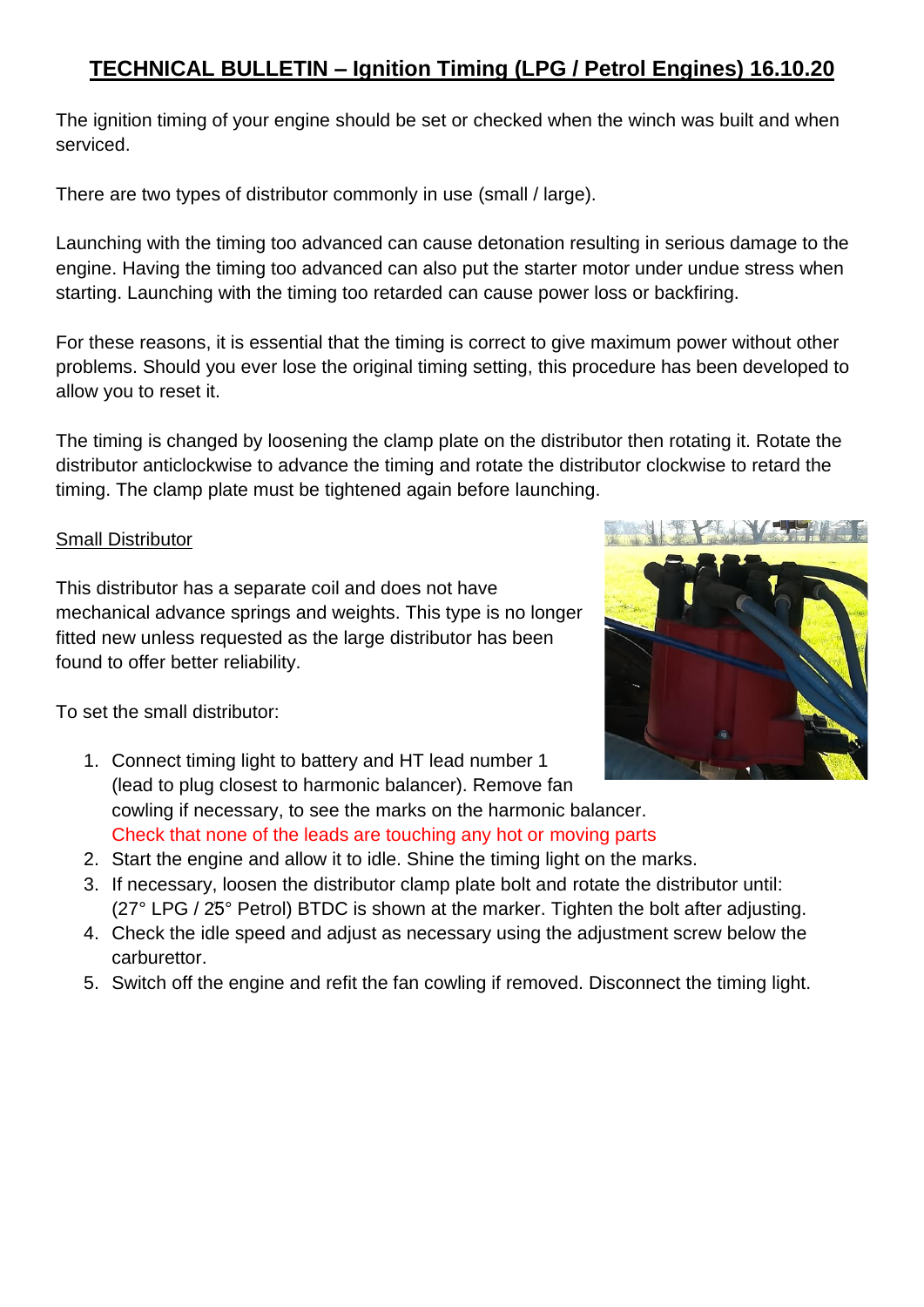# TECHNICAL BULLETIN – Ignition Timing (LPG / Petrol Engines) 16.10.20

The ignition timing of your engine should be set or checked when the winch was built and when serviced.

There are two types of distributor commonly in use (small / large).

Launching with the timing too advanced can cause detonation resulting in serious damage to the engine. Having the timing too advanced can also put the starter motor under undue stress when starting. Launching with the timing too retarded can cause power loss or backfiring.

For these reasons, it is essential that the timing is correct to give maximum power without other problems. Should you ever lose the original timing setting, this procedure has been developed to allow you to reset it.

The timing is changed by loosening the clamp plate on the distributor then rotating it. Rotate the distributor anticlockwise to advance the timing and rotate the distributor clockwise to retard the timing. The clamp plate must be tightened again before launching.

## Small Distributor

This distributor has a separate coil and does not have mechanical advance springs and weights. This type is no longer fitted new unless requested as the large distributor has been found to offer better reliability.

To set the small distributor:

1. Connect timing light to battery and HT lead number 1 (lead to plug closest to harmonic balancer). Remove fan cowling if necessary, to see the marks on the harmonic balancer. Check that none of the leads are touching any hot or moving parts
2. Start the engine and allow it to idle. Shine the timing light on the marks.
3. If necessary, loosen the distributor clamp plate bolt and rotate the distributor until: (27° LPG / 25° Petrol) BTDC is shown at the marker. Tighten the bolt after adjusting.
4. Check the idle speed and adjust as necessary using the adjustment screw below the carburettor.
5. Switch off the engine and refit the fan cowling if removed. Disconnect the timing light.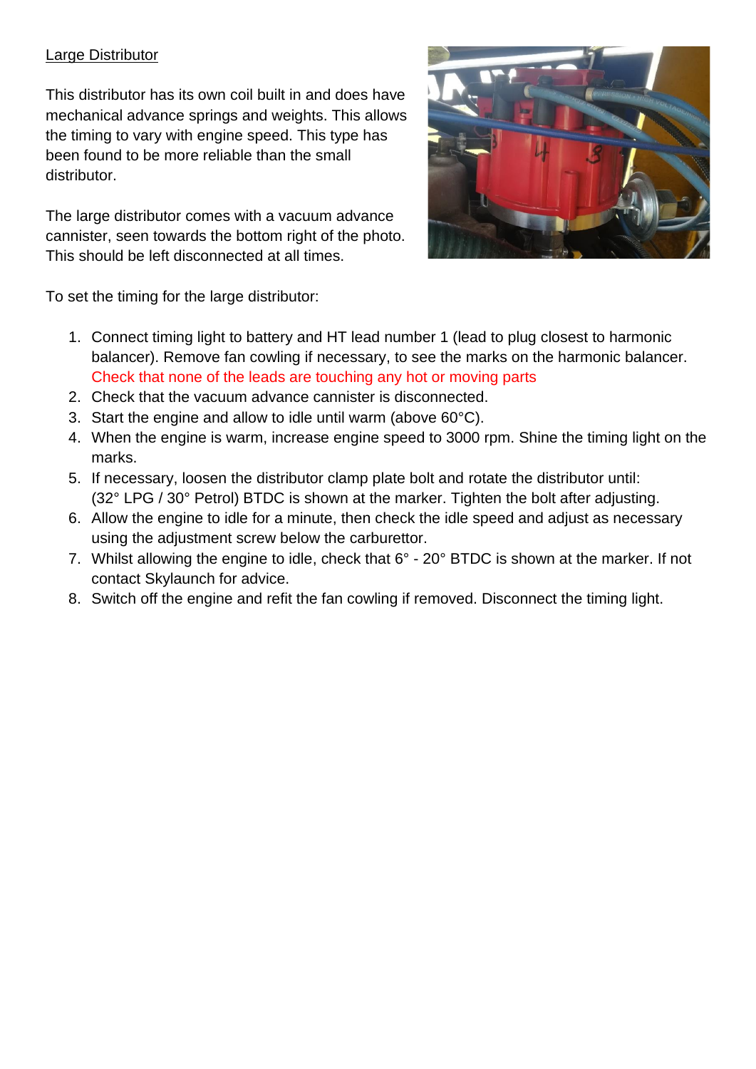Large Distributor

This distributor has its own coil built in and does have mechanical advance springs and weights. This allows the timing to vary with engine speed. This type has been found to be more reliable than the small distributor.

The large distributor comes with a vacuum advance cannister, seen towards the bottom right of the photo. This should be left disconnected at all times.

To set the timing for the large distributor:

1. Connect timing light to battery and HT lead number 1 (lead to plug closest to harmonic balancer). Remove fan cowling if necessary, to see the marks on the harmonic balancer. Check that none of the leads are touching any hot or moving parts
2. Check that the vacuum advance cannister is disconnected.
3. Start the engine and allow to idle until warm (above 60°C).
4. When the engine is warm, increase engine speed to 3000 rpm. Shine the timing light on the marks.
5. If necessary, loosen the distributor clamp plate bolt and rotate the distributor until: (32° LPG / 30° Petrol) BTDC is shown at the marker. Tighten the bolt after adjusting.
6. Allow the engine to idle for a minute, then check the idle speed and adjust as necessary using the adjustment screw below the carburettor.
7. Whilst allowing the engine to idle, check that 6° - 20° BTDC is shown at the marker. If not contact Skylaunch for advice.
8. Switch off the engine and refit the fan cowling if removed. Disconnect the timing light.